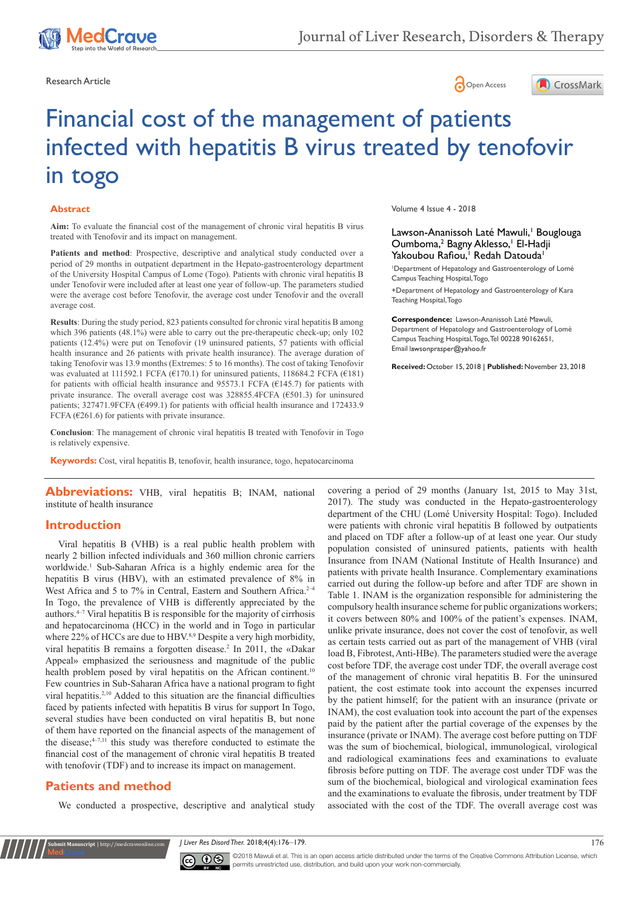Research Article

# Financial cost of the management of patients infected with hepatitis B virus treated by tenofovir in togo

Volume 4 Issue 4 - 2018

Lawson-Ananissoh Laté Mawuli,[1] Bouglouga Oumboma,[2] Bagny Aklesso,[1] El-Hadji Yakoubou Rafiou,[1] Redah Datouda[1]

[1]Department of Hepatology and Gastroenterology of Lomé Campus Teaching Hospital, Togo

+Department of Hepatology and Gastroenterology of Kara Teaching Hospital, Togo

**Correspondence:** Lawson-Ananissoh Laté Mawuli, Department of Hepatology and Gastroenterology of Lomé Campus Teaching Hospital, Togo, Tel 00228 90162651, Email lawsonprasper@yahoo.fr

**Received:** October 15, 2018 | **Published:** November 23, 2018

## Abstract

**Aim:** To evaluate the financial cost of the management of chronic viral hepatitis B virus treated with Tenofovir and its impact on management.

**Patients and method**: Prospective, descriptive and analytical study conducted over a period of 29 months in outpatient department in the Hepato-gastroenterology department of the University Hospital Campus of Lome (Togo). Patients with chronic viral hepatitis B under Tenofovir were included after at least one year of follow-up. The parameters studied were the average cost before Tenofovir, the average cost under Tenofovir and the overall average cost.

**Results**: During the study period, 823 patients consulted for chronic viral hepatitis B among which 396 patients (48.1%) were able to carry out the pre-therapeutic check-up; only 102 patients (12.4%) were put on Tenofovir (19 uninsured patients, 57 patients with official health insurance and 26 patients with private health insurance). The average duration of taking Tenofovir was 13.9 months (Extremes: 5 to 16 months). The cost of taking Tenofovir was evaluated at 111592.1 FCFA (€170.1) for uninsured patients, 118684.2 FCFA (€181) for patients with official health insurance and 95573.1 FCFA (€145.7) for patients with private insurance. The overall average cost was 328855.4FCFA (€501.3) for uninsured patients; 327471.9FCFA (€499.1) for patients with official health insurance and 172433.9 FCFA (€261.6) for patients with private insurance.

**Conclusion**: The management of chronic viral hepatitis B treated with Tenofovir in Togo is relatively expensive.

**Keywords:** Cost, viral hepatitis B, tenofovir, health insurance, togo, hepatocarcinoma

## Abbreviations:

VHB, viral hepatitis B; INAM, national institute of health insurance

## Introduction

Viral hepatitis B (VHB) is a real public health problem with nearly 2 billion infected individuals and 360 million chronic carriers worldwide.[1] Sub-Saharan Africa is a highly endemic area for the hepatitis B virus (HBV), with an estimated prevalence of 8% in West Africa and 5 to 7% in Central, Eastern and Southern Africa.[2–4] In Togo, the prevalence of VHB is differently appreciated by the authors.[4–7] Viral hepatitis B is responsible for the majority of cirrhosis and hepatocarcinoma (HCC) in the world and in Togo in particular where 22% of HCCs are due to HBV.[8,9] Despite a very high morbidity, viral hepatitis B remains a forgotten disease.[2] In 2011, the «Dakar Appeal» emphasized the seriousness and magnitude of the public health problem posed by viral hepatitis on the African continent.[10] Few countries in Sub-Saharan Africa have a national program to fight viral hepatitis.[2,10] Added to this situation are the financial difficulties faced by patients infected with hepatitis B virus for support In Togo, several studies have been conducted on viral hepatitis B, but none of them have reported on the financial aspects of the management of the disease;[4–7,11] this study was therefore conducted to estimate the financial cost of the management of chronic viral hepatitis B treated with tenofovir (TDF) and to increase its impact on management.

## Patients and method

We conducted a prospective, descriptive and analytical study covering a period of 29 months (January 1st, 2015 to May 31st, 2017). The study was conducted in the Hepato-gastroenterology department of the CHU (Lomé University Hospital: Togo). Included were patients with chronic viral hepatitis B followed by outpatients and placed on TDF after a follow-up of at least one year. Our study population consisted of uninsured patients, patients with health Insurance from INAM (National Institute of Health Insurance) and patients with private health Insurance. Complementary examinations carried out during the follow-up before and after TDF are shown in Table 1. INAM is the organization responsible for administering the compulsory health insurance scheme for public organizations workers; it covers between 80% and 100% of the patient's expenses. INAM, unlike private insurance, does not cover the cost of tenofovir, as well as certain tests carried out as part of the management of VHB (viral load B, Fibrotest, Anti-HBe). The parameters studied were the average cost before TDF, the average cost under TDF, the overall average cost of the management of chronic viral hepatitis B. For the uninsured patient, the cost estimate took into account the expenses incurred by the patient himself; for the patient with an insurance (private or INAM), the cost evaluation took into account the part of the expenses paid by the patient after the partial coverage of the expenses by the insurance (private or INAM). The average cost before putting on TDF was the sum of biochemical, biological, immunological, virological and radiological examinations fees and examinations to evaluate fibrosis before putting on TDF. The average cost under TDF was the sum of the biochemical, biological and virological examination fees and the examinations to evaluate the fibrosis, under treatment by TDF associated with the cost of the TDF. The overall average cost was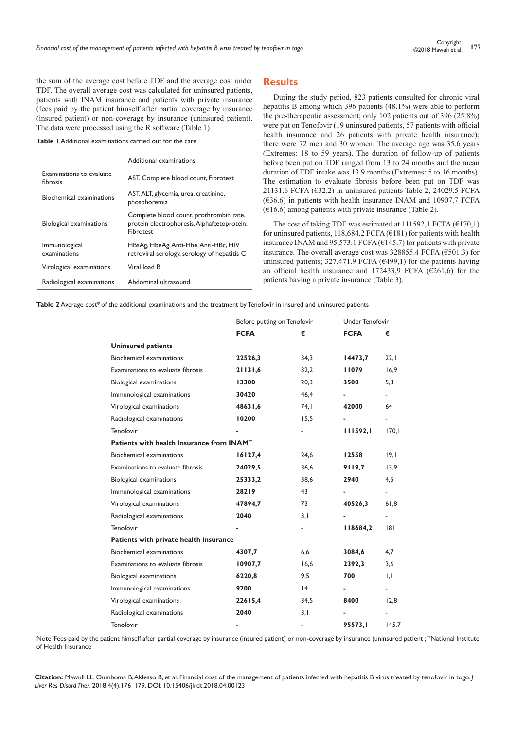the sum of the average cost before TDF and the average cost under TDF. The overall average cost was calculated for uninsured patients, patients with INAM insurance and patients with private insurance (fees paid by the patient himself after partial coverage by insurance (insured patient) or non-coverage by insurance (uninsured patient). The data were processed using the R software (Table 1).

**Table 1** Additional examinations carried out for the care

| | Additional examinations |
|---|---|
| Examinations to evaluate fibrosis | AST, Complete blood count, Fibrotest |
| Biochemical examinations | AST, ALT, glycemia, urea, creatinine, phosphoremia |
| Biological examinations | Complete blood count, prothrombin rate, protein electrophoresis, Alphafœtoprotein, Fibrotest |
| Immunological examinations | HBsAg, HbeAg, Anti-Hbe, Anti-HBc, HIV retroviral serology, serology of hepatitis C |
| Virological examinations | Viral load B |
| Radiological examinations | Abdominal ultrasound |

## Results

During the study period, 823 patients consulted for chronic viral hepatitis B among which 396 patients (48.1%) were able to perform the pre-therapeutic assessment; only 102 patients out of 396 (25.8%) were put on Tenofovir (19 uninsured patients, 57 patients with official health insurance and 26 patients with private health insurance); there were 72 men and 30 women. The average age was 35.6 years (Extremes: 18 to 59 years). The duration of follow-up of patients before been put on TDF ranged from 13 to 24 months and the mean duration of TDF intake was 13.9 months (Extremes: 5 to 16 months). The estimation to evaluate fibrosis before been put on TDF was 21131.6 FCFA (€32.2) in uninsured patients Table 2, 24029.5 FCFA (€36.6) in patients with health insurance INAM and 10907.7 FCFA (€16.6) among patients with private insurance (Table 2).

The cost of taking TDF was estimated at 111592,1 FCFA (€170,1) for uninsured patients, 118,684.2 FCFA (€181) for patients with health insurance INAM and 95,573.1 FCFA (€145.7) for patients with private insurance. The overall average cost was 328855.4 FCFA (€501.3) for uninsured patients; 327,471.9 FCFA (€499,1) for the patients having an official health insurance and 172433,9 FCFA (€261,6) for the patients having a private insurance (Table 3).

**Table 2** Average cost* of the additional examinations and the treatment by Tenofovir in insured and uninsured patients

| | Before putting on Tenofovir | | Under Tenofovir | |
|---|---|---|---|---|
| | **FCFA** | **€** | **FCFA** | **€** |
| **Uninsured patients** | | | | |
| Biochemical examinations | **22526,3** | 34,3 | **14473,7** | 22,1 |
| Examinations to evaluate fibrosis | **21131,6** | 32,2 | **11079** | 16,9 |
| Biological examinations | **13300** | 20,3 | **3500** | 5,3 |
| Immunological examinations | **30420** | 46,4 | **-** | - |
| Virological examinations | **48631,6** | 74,1 | **42000** | 64 |
| Radiological examinations | **10200** | 15,5 | **-** | - |
| Tenofovir | **-** | - | **111592,1** | 170,1 |
| **Patients with health Insurance from INAM**** | | | | |
| Biochemical examinations | **16127,4** | 24,6 | **12558** | 19,1 |
| Examinations to evaluate fibrosis | **24029,5** | 36,6 | **9119,7** | 13,9 |
| Biological examinations | **25333,2** | 38,6 | **2940** | 4,5 |
| Immunological examinations | **28219** | 43 | **-** | - |
| Virological examinations | **47894,7** | 73 | **40526,3** | 61,8 |
| Radiological examinations | **2040** | 3,1 | **-** | - |
| Tenofovir | **-** | - | **118684,2** | 181 |
| **Patients with private health Insurance** | | | | |
| Biochemical examinations | **4307,7** | 6,6 | **3084,6** | 4,7 |
| Examinations to evaluate fibrosis | **10907,7** | 16,6 | **2392,3** | 3,6 |
| Biological examinations | **6220,8** | 9,5 | **700** | 1,1 |
| Immunological examinations | **9200** | 14 | **-** | - |
| Virological examinations | **22615,4** | 34,5 | **8400** | 12,8 |
| Radiological examinations | **2040** | 3,1 | **-** | - |
| Tenofovir | **-** | - | **95573,1** | 145,7 |

Note *Fees paid by the patient himself after partial coverage by insurance (insured patient) or non-coverage by insurance (uninsured patient ; **National Institute of Health Insurance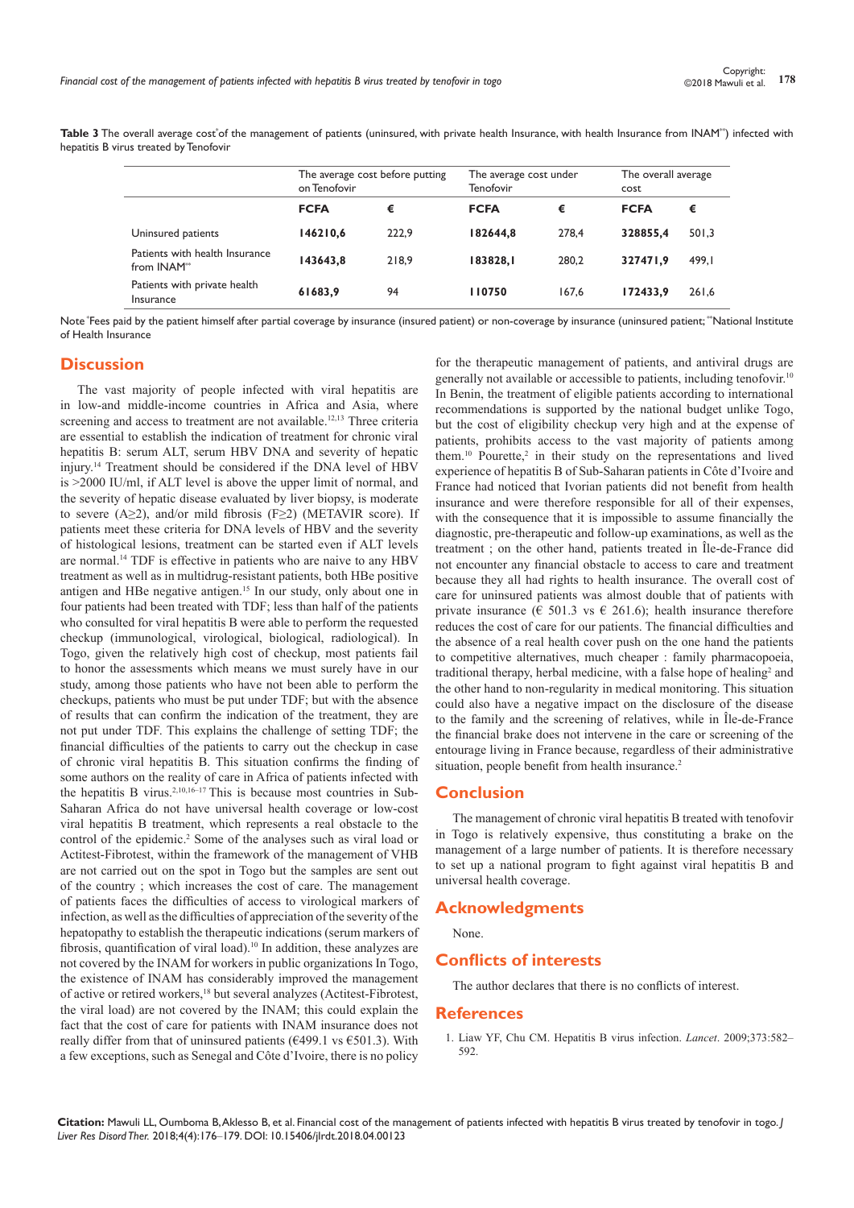**Table 3** The overall average cost[*] of the management of patients (uninsured, with private health Insurance, with health Insurance from INAM[**]) infected with hepatitis B virus treated by Tenofovir

| | The average cost before putting on Tenofovir | | The average cost under Tenofovir | | The overall average cost | |
|---|---|---|---|---|---|---|
| | **FCFA** | **€** | **FCFA** | **€** | **FCFA** | **€** |
| Uninsured patients | **146210,6** | 222,9 | **182644,8** | 278,4 | **328855,4** | 501,3 |
| Patients with health Insurance from INAM[**] | **143643,8** | 218,9 | **183828,1** | 280,2 | **327471,9** | 499,1 |
| Patients with private health Insurance | **61683,9** | 94 | **110750** | 167,6 | **172433,9** | 261,6 |

Note [*]Fees paid by the patient himself after partial coverage by insurance (insured patient) or non-coverage by insurance (uninsured patient; [**]National Institute of Health Insurance

## Discussion

The vast majority of people infected with viral hepatitis are in low-and middle-income countries in Africa and Asia, where screening and access to treatment are not available.[12,13] Three criteria are essential to establish the indication of treatment for chronic viral hepatitis B: serum ALT, serum HBV DNA and severity of hepatic injury.[14] Treatment should be considered if the DNA level of HBV is >2000 IU/ml, if ALT level is above the upper limit of normal, and the severity of hepatic disease evaluated by liver biopsy, is moderate to severe (A≥2), and/or mild fibrosis (F≥2) (METAVIR score). If patients meet these criteria for DNA levels of HBV and the severity of histological lesions, treatment can be started even if ALT levels are normal.[14] TDF is effective in patients who are naive to any HBV treatment as well as in multidrug-resistant patients, both HBe positive antigen and HBe negative antigen.[15] In our study, only about one in four patients had been treated with TDF; less than half of the patients who consulted for viral hepatitis B were able to perform the requested checkup (immunological, virological, biological, radiological). In Togo, given the relatively high cost of checkup, most patients fail to honor the assessments which means we must surely have in our study, among those patients who have not been able to perform the checkups, patients who must be put under TDF; but with the absence of results that can confirm the indication of the treatment, they are not put under TDF. This explains the challenge of setting TDF; the financial difficulties of the patients to carry out the checkup in case of chronic viral hepatitis B. This situation confirms the finding of some authors on the reality of care in Africa of patients infected with the hepatitis B virus.[2,10,16–17] This is because most countries in Sub-Saharan Africa do not have universal health coverage or low-cost viral hepatitis B treatment, which represents a real obstacle to the control of the epidemic.[2] Some of the analyses such as viral load or Actitest-Fibrotest, within the framework of the management of VHB are not carried out on the spot in Togo but the samples are sent out of the country ; which increases the cost of care. The management of patients faces the difficulties of access to virological markers of infection, as well as the difficulties of appreciation of the severity of the hepatopathy to establish the therapeutic indications (serum markers of fibrosis, quantification of viral load).[10] In addition, these analyzes are not covered by the INAM for workers in public organizations In Togo, the existence of INAM has considerably improved the management of active or retired workers,[18] but several analyzes (Actitest-Fibrotest, the viral load) are not covered by the INAM; this could explain the fact that the cost of care for patients with INAM insurance does not really differ from that of uninsured patients (€499.1 vs €501.3). With a few exceptions, such as Senegal and Côte d'Ivoire, there is no policy for the therapeutic management of patients, and antiviral drugs are generally not available or accessible to patients, including tenofovir.[10] In Benin, the treatment of eligible patients according to international recommendations is supported by the national budget unlike Togo, but the cost of eligibility checkup very high and at the expense of patients, prohibits access to the vast majority of patients among them.[10] Pourette,[2] in their study on the representations and lived experience of hepatitis B of Sub-Saharan patients in Côte d'Ivoire and France had noticed that Ivorian patients did not benefit from health insurance and were therefore responsible for all of their expenses, with the consequence that it is impossible to assume financially the diagnostic, pre-therapeutic and follow-up examinations, as well as the treatment ; on the other hand, patients treated in Île-de-France did not encounter any financial obstacle to access to care and treatment because they all had rights to health insurance. The overall cost of care for uninsured patients was almost double that of patients with private insurance (€ 501.3 vs € 261.6); health insurance therefore reduces the cost of care for our patients. The financial difficulties and the absence of a real health cover push on the one hand the patients to competitive alternatives, much cheaper : family pharmacopoeia, traditional therapy, herbal medicine, with a false hope of healing[2] and the other hand to non-regularity in medical monitoring. This situation could also have a negative impact on the disclosure of the disease to the family and the screening of relatives, while in Île-de-France the financial brake does not intervene in the care or screening of the entourage living in France because, regardless of their administrative situation, people benefit from health insurance.[2]

## Conclusion

The management of chronic viral hepatitis B treated with tenofovir in Togo is relatively expensive, thus constituting a brake on the management of a large number of patients. It is therefore necessary to set up a national program to fight against viral hepatitis B and universal health coverage.

## Acknowledgments

None.

## Conflicts of interests

The author declares that there is no conflicts of interest.

## References

1. Liaw YF, Chu CM. Hepatitis B virus infection. *Lancet*. 2009;373:582–592.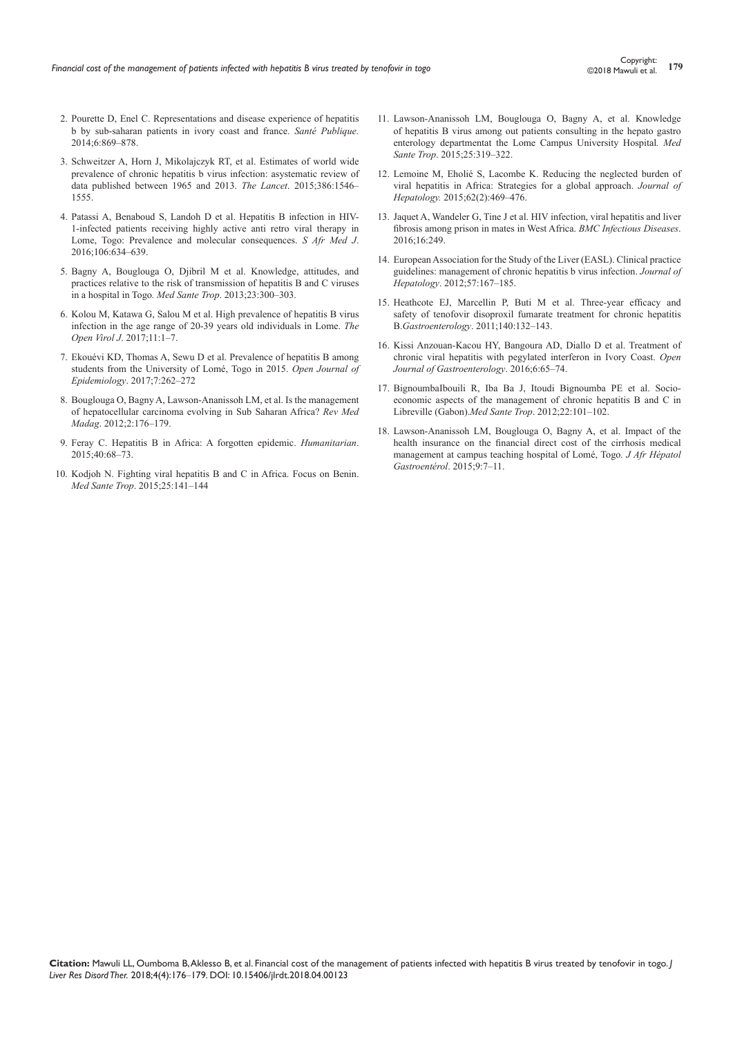2. Pourette D, Enel C. Representations and disease experience of hepatitis b by sub-saharan patients in ivory coast and france. *Santé Publique.* 2014;6:869–878.
3. Schweitzer A, Horn J, Mikolajczyk RT, et al. Estimates of world wide prevalence of chronic hepatitis b virus infection: asystematic review of data published between 1965 and 2013. *The Lancet*. 2015;386:1546–1555.
4. Patassi A, Benaboud S, Landoh D et al. Hepatitis B infection in HIV-1-infected patients receiving highly active anti retro viral therapy in Lome, Togo: Prevalence and molecular consequences. *S Afr Med J*. 2016;106:634–639.
5. Bagny A, Bouglouga O, Djibril M et al. Knowledge, attitudes, and practices relative to the risk of transmission of hepatitis B and C viruses in a hospital in Togo. *Med Sante Trop*. 2013;23:300–303.
6. Kolou M, Katawa G, Salou M et al. High prevalence of hepatitis B virus infection in the age range of 20-39 years old individuals in Lome. *The Open Virol J*. 2017;11:1–7.
7. Ekouévi KD, Thomas A, Sewu D et al. Prevalence of hepatitis B among students from the University of Lomé, Togo in 2015. *Open Journal of Epidemiology*. 2017;7:262–272
8. Bouglouga O, Bagny A, Lawson-Ananissoh LM, et al. Is the management of hepatocellular carcinoma evolving in Sub Saharan Africa? *Rev Med Madag*. 2012;2:176–179.
9. Feray C. Hepatitis B in Africa: A forgotten epidemic. *Humanitarian*. 2015;40:68–73.
10. Kodjoh N. Fighting viral hepatitis B and C in Africa. Focus on Benin. *Med Sante Trop*. 2015;25:141–144
11. Lawson-Ananissoh LM, Bouglouga O, Bagny A, et al. Knowledge of hepatitis B virus among out patients consulting in the hepato gastro enterology departmentat the Lome Campus University Hospital. *Med Sante Trop*. 2015;25:319–322.
12. Lemoine M, Eholié S, Lacombe K. Reducing the neglected burden of viral hepatitis in Africa: Strategies for a global approach. *Journal of Hepatology.* 2015;62(2):469–476.
13. Jaquet A, Wandeler G, Tine J et al. HIV infection, viral hepatitis and liver fibrosis among prison in mates in West Africa. *BMC Infectious Diseases*. 2016;16:249.
14. European Association for the Study of the Liver (EASL). Clinical practice guidelines: management of chronic hepatitis b virus infection. *Journal of Hepatology*. 2012;57:167–185.
15. Heathcote EJ, Marcellin P, Buti M et al. Three-year efficacy and safety of tenofovir disoproxil fumarate treatment for chronic hepatitis B.*Gastroenterology*. 2011;140:132–143.
16. Kissi Anzouan-Kacou HY, Bangoura AD, Diallo D et al. Treatment of chronic viral hepatitis with pegylated interferon in Ivory Coast. *Open Journal of Gastroenterology*. 2016;6:65–74.
17. BignoumbaIbouili R, Iba Ba J, Itoudi Bignoumba PE et al. Socio-economic aspects of the management of chronic hepatitis B and C in Libreville (Gabon).*Med Sante Trop*. 2012;22:101–102.
18. Lawson-Ananissoh LM, Bouglouga O, Bagny A, et al. Impact of the health insurance on the financial direct cost of the cirrhosis medical management at campus teaching hospital of Lomé, Togo. *J Afr Hépatol Gastroentérol*. 2015;9:7–11.